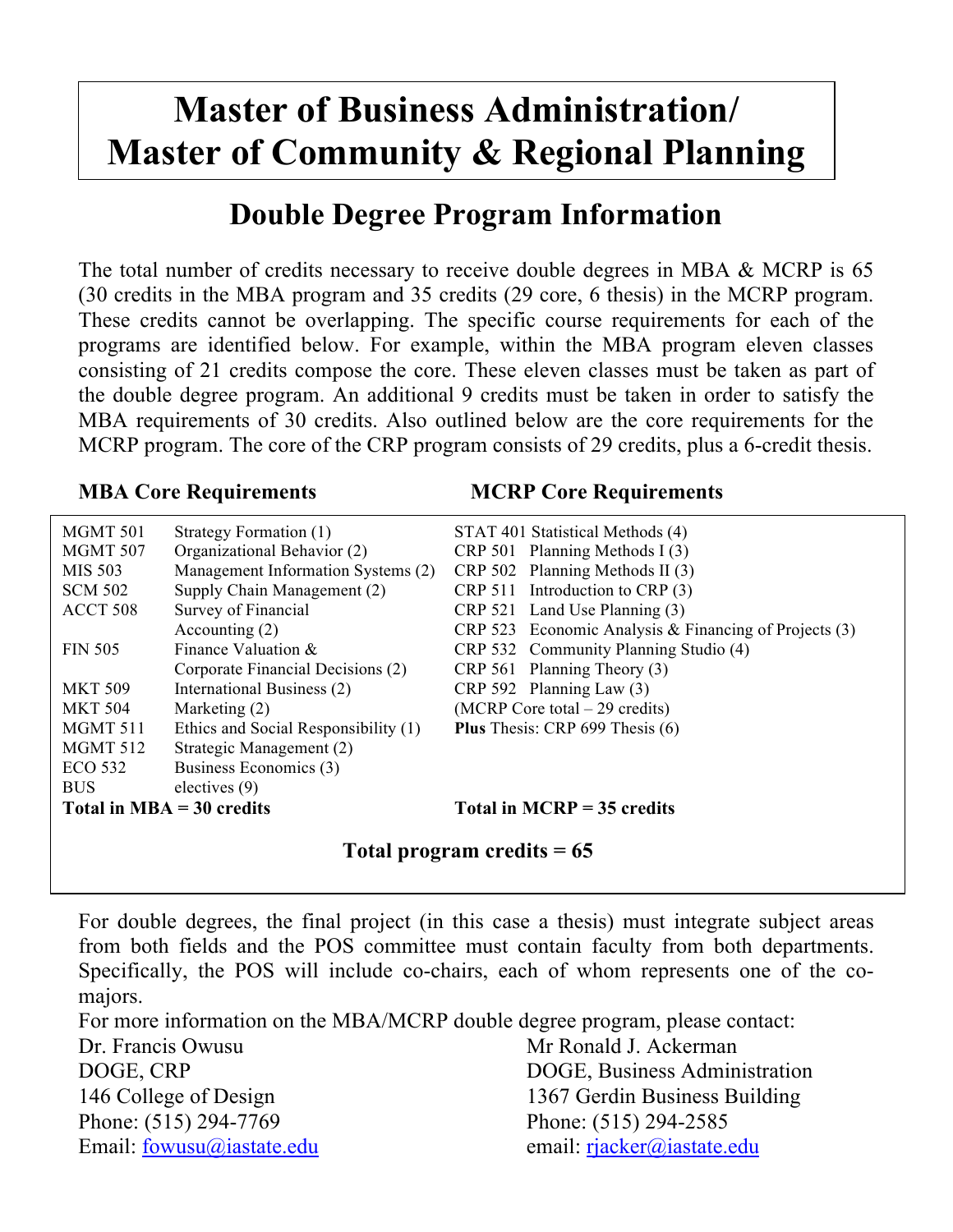# Master of Business Administration/ Master of Community & Regional Planning

## Double Degree Program Information

The total number of credits necessary to receive double degrees in MBA & MCRP is 65 (30 credits in the MBA program and 35 credits (29 core, 6 thesis) in the MCRP program. These credits cannot be overlapping. The specific course requirements for each of the programs are identified below. For example, within the MBA program eleven classes consisting of 21 credits compose the core. These eleven classes must be taken as part of the double degree program. An additional 9 credits must be taken in order to satisfy the MBA requirements of 30 credits. Also outlined below are the core requirements for the MCRP program. The core of the CRP program consists of 29 credits, plus a 6-credit thesis.

| **MBA Core Requirements** | | **MCRP Core Requirements** |
|---|---|---|
| MGMT 501 | Strategy Formation (1) | STAT 401 Statistical Methods (4) |
| MGMT 507 | Organizational Behavior (2) | CRP 501 Planning Methods I (3) |
| MIS 503 | Management Information Systems (2) | CRP 502 Planning Methods II (3) |
| SCM 502 | Supply Chain Management (2) | CRP 511 Introduction to CRP (3) |
| ACCT 508 | Survey of Financial Accounting (2) | CRP 521 Land Use Planning (3) |
| FIN 505 | Finance Valuation & Corporate Financial Decisions (2) | CRP 523 Economic Analysis & Financing of Projects (3) |
| MKT 509 | International Business (2) | CRP 532 Community Planning Studio (4) |
| MKT 504 | Marketing (2) | CRP 561 Planning Theory (3) |
| MGMT 511 | Ethics and Social Responsibility (1) | CRP 592 Planning Law (3) |
| MGMT 512 | Strategic Management (2) | (MCRP Core total – 29 credits) |
| ECO 532 | Business Economics (3) | **Plus** Thesis: CRP 699 Thesis (6) |
| BUS | electives (9) | |
| **Total in MBA = 30 credits** | | **Total in MCRP = 35 credits** |

**Total program credits = 65**

For double degrees, the final project (in this case a thesis) must integrate subject areas from both fields and the POS committee must contain faculty from both departments. Specifically, the POS will include co-chairs, each of whom represents one of the co-majors.

For more information on the MBA/MCRP double degree program, please contact:

Dr. Francis Owusu
DOGE, CRP
146 College of Design
Phone: (515) 294-7769
Email: fowusu@iastate.edu

Mr Ronald J. Ackerman
DOGE, Business Administration
1367 Gerdin Business Building
Phone: (515) 294-2585
email: rjacker@iastate.edu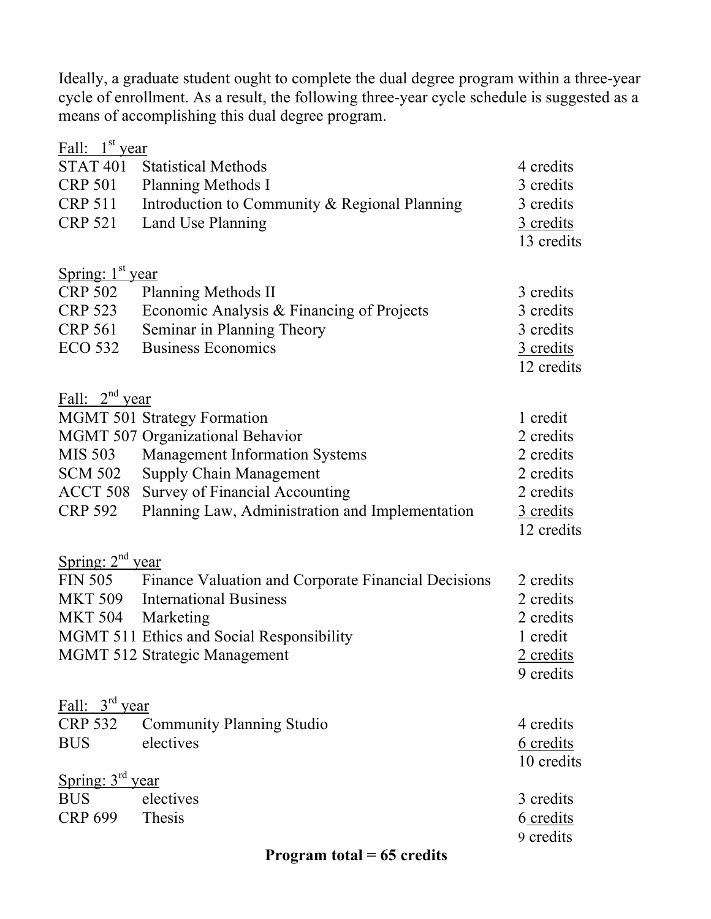Ideally, a graduate student ought to complete the dual degree program within a three-year cycle of enrollment. As a result, the following three-year cycle schedule is suggested as a means of accomplishing this dual degree program.

Fall: 1st year

| | | |
|---|---|---|
| STAT 401 | Statistical Methods | 4 credits |
| CRP 501 | Planning Methods I | 3 credits |
| CRP 511 | Introduction to Community & Regional Planning | 3 credits |
| CRP 521 | Land Use Planning | 3 credits |
| | | 13 credits |

Spring: 1st year

| | | |
|---|---|---|
| CRP 502 | Planning Methods II | 3 credits |
| CRP 523 | Economic Analysis & Financing of Projects | 3 credits |
| CRP 561 | Seminar in Planning Theory | 3 credits |
| ECO 532 | Business Economics | 3 credits |
| | | 12 credits |

Fall: 2nd year

| | | |
|---|---|---|
| MGMT 501 | Strategy Formation | 1 credit |
| MGMT 507 | Organizational Behavior | 2 credits |
| MIS 503 | Management Information Systems | 2 credits |
| SCM 502 | Supply Chain Management | 2 credits |
| ACCT 508 | Survey of Financial Accounting | 2 credits |
| CRP 592 | Planning Law, Administration and Implementation | 3 credits |
| | | 12 credits |

Spring: 2nd year

| | | |
|---|---|---|
| FIN 505 | Finance Valuation and Corporate Financial Decisions | 2 credits |
| MKT 509 | International Business | 2 credits |
| MKT 504 | Marketing | 2 credits |
| MGMT 511 | Ethics and Social Responsibility | 1 credit |
| MGMT 512 | Strategic Management | 2 credits |
| | | 9 credits |

Fall: 3rd year

| | | |
|---|---|---|
| CRP 532 | Community Planning Studio | 4 credits |
| BUS | electives | 6 credits |
| | | 10 credits |

Spring: 3rd year

| | | |
|---|---|---|
| BUS | electives | 3 credits |
| CRP 699 | Thesis | 6 credits |
| | | 9 credits |

**Program total = 65 credits**